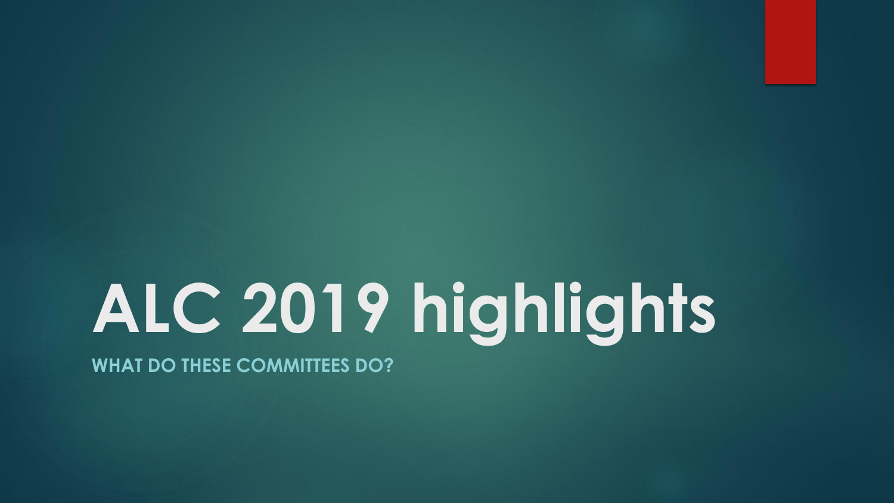# ALC 2019 highlights

## WHAT DO THESE COMMITTEES DO?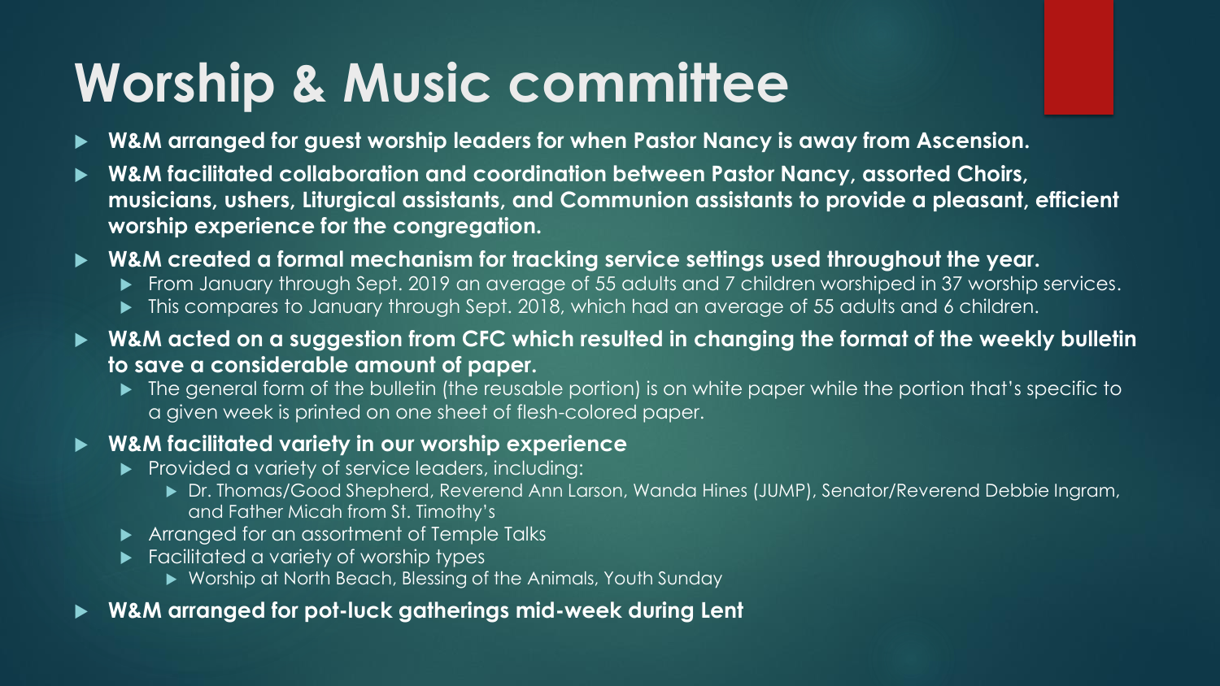# Worship & Music committee

- **W&M arranged for guest worship leaders for when Pastor Nancy is away from Ascension.**
- **W&M facilitated collaboration and coordination between Pastor Nancy, assorted Choirs, musicians, ushers, Liturgical assistants, and Communion assistants to provide a pleasant, efficient worship experience for the congregation.**
- **W&M created a formal mechanism for tracking service settings used throughout the year.**
  - From January through Sept. 2019 an average of 55 adults and 7 children worshiped in 37 worship services.
  - This compares to January through Sept. 2018, which had an average of 55 adults and 6 children.
- **W&M acted on a suggestion from CFC which resulted in changing the format of the weekly bulletin to save a considerable amount of paper.**
  - The general form of the bulletin (the reusable portion) is on white paper while the portion that's specific to a given week is printed on one sheet of flesh-colored paper.
- **W&M facilitated variety in our worship experience**
  - Provided a variety of service leaders, including:
    - Dr. Thomas/Good Shepherd, Reverend Ann Larson, Wanda Hines (JUMP), Senator/Reverend Debbie Ingram, and Father Micah from St. Timothy's
  - Arranged for an assortment of Temple Talks
  - Facilitated a variety of worship types
    - Worship at North Beach, Blessing of the Animals, Youth Sunday
- **W&M arranged for pot-luck gatherings mid-week during Lent**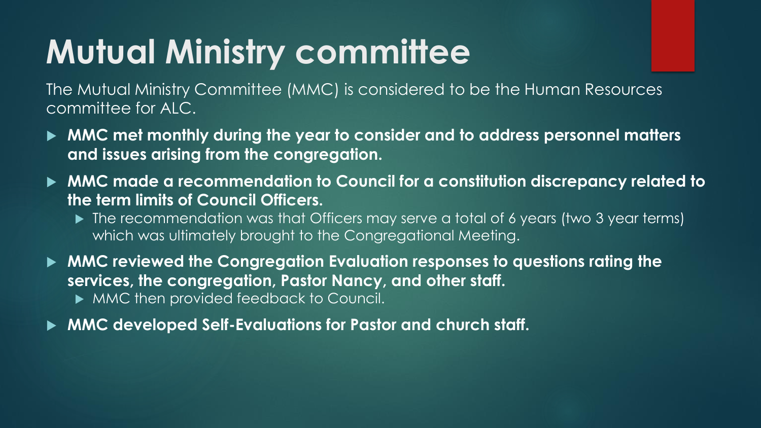# Mutual Ministry committee

The Mutual Ministry Committee (MMC) is considered to be the Human Resources committee for ALC.

- **MMC met monthly during the year to consider and to address personnel matters and issues arising from the congregation.**
- **MMC made a recommendation to Council for a constitution discrepancy related to the term limits of Council Officers.**
  - The recommendation was that Officers may serve a total of 6 years (two 3 year terms) which was ultimately brought to the Congregational Meeting.
- **MMC reviewed the Congregation Evaluation responses to questions rating the services, the congregation, Pastor Nancy, and other staff.**
  - MMC then provided feedback to Council.
- **MMC developed Self-Evaluations for Pastor and church staff.**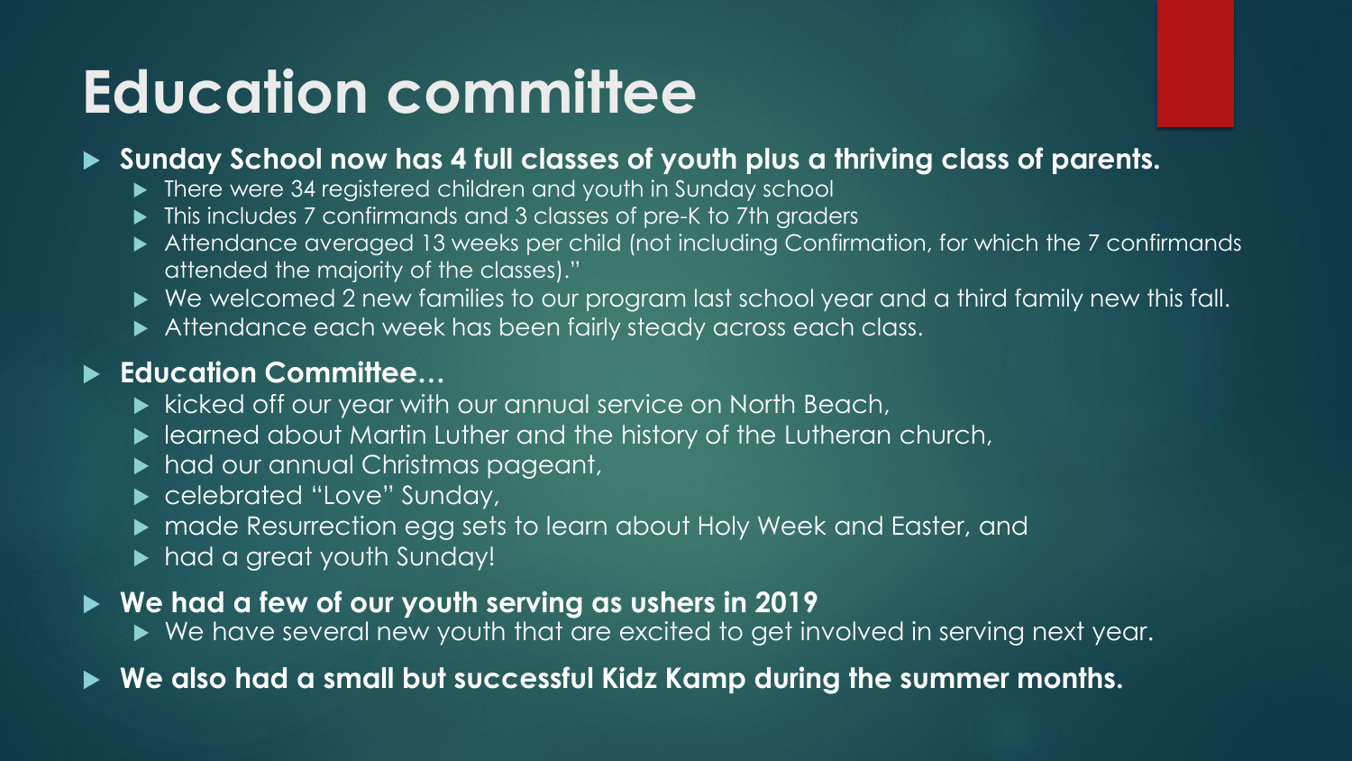# Education committee

- **Sunday School now has 4 full classes of youth plus a thriving class of parents.**
  - There were 34 registered children and youth in Sunday school
  - This includes 7 confirmands and 3 classes of pre-K to 7th graders
  - Attendance averaged 13 weeks per child (not including Confirmation, for which the 7 confirmands attended the majority of the classes)."
  - We welcomed 2 new families to our program last school year and a third family new this fall.
  - Attendance each week has been fairly steady across each class.
- **Education Committee…**
  - kicked off our year with our annual service on North Beach,
  - learned about Martin Luther and the history of the Lutheran church,
  - had our annual Christmas pageant,
  - celebrated "Love" Sunday,
  - made Resurrection egg sets to learn about Holy Week and Easter, and
  - had a great youth Sunday!
- **We had a few of our youth serving as ushers in 2019**
  - We have several new youth that are excited to get involved in serving next year.
- **We also had a small but successful Kidz Kamp during the summer months.**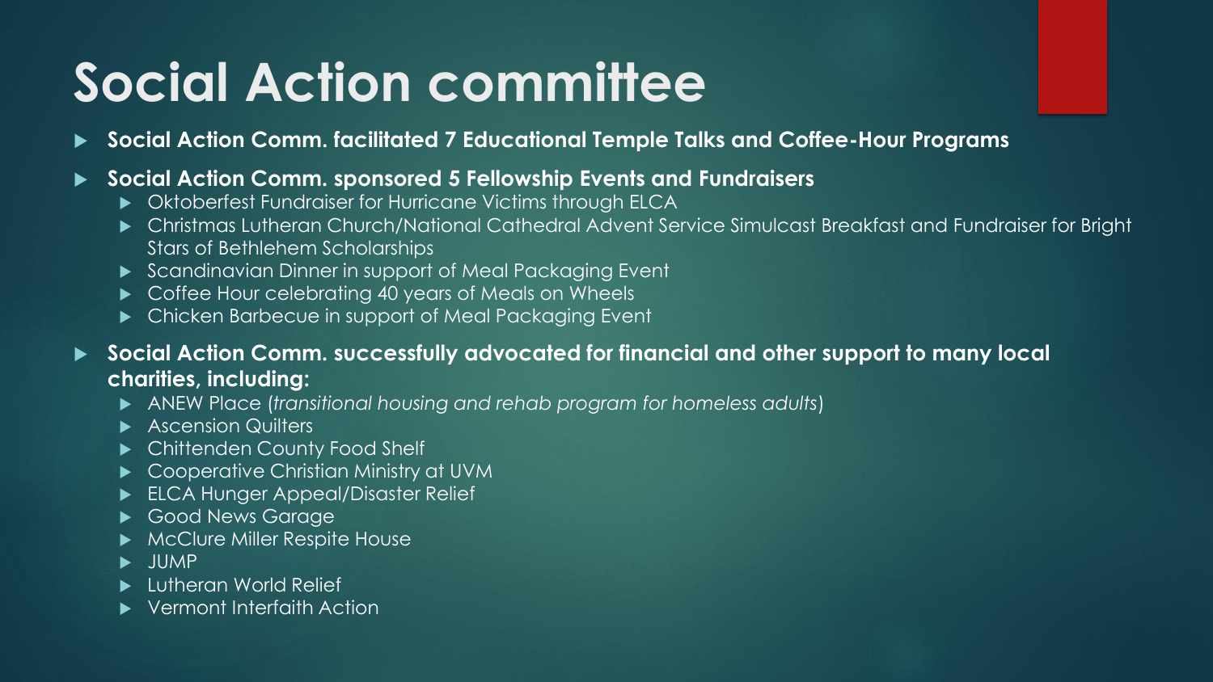# Social Action committee

- **Social Action Comm. facilitated 7 Educational Temple Talks and Coffee-Hour Programs**
- **Social Action Comm. sponsored 5 Fellowship Events and Fundraisers**
  - Oktoberfest Fundraiser for Hurricane Victims through ELCA
  - Christmas Lutheran Church/National Cathedral Advent Service Simulcast Breakfast and Fundraiser for Bright Stars of Bethlehem Scholarships
  - Scandinavian Dinner in support of Meal Packaging Event
  - Coffee Hour celebrating 40 years of Meals on Wheels
  - Chicken Barbecue in support of Meal Packaging Event
- **Social Action Comm. successfully advocated for financial and other support to many local charities, including:**
  - ANEW Place (*transitional housing and rehab program for homeless adults*)
  - Ascension Quilters
  - Chittenden County Food Shelf
  - Cooperative Christian Ministry at UVM
  - ELCA Hunger Appeal/Disaster Relief
  - Good News Garage
  - McClure Miller Respite House
  - JUMP
  - Lutheran World Relief
  - Vermont Interfaith Action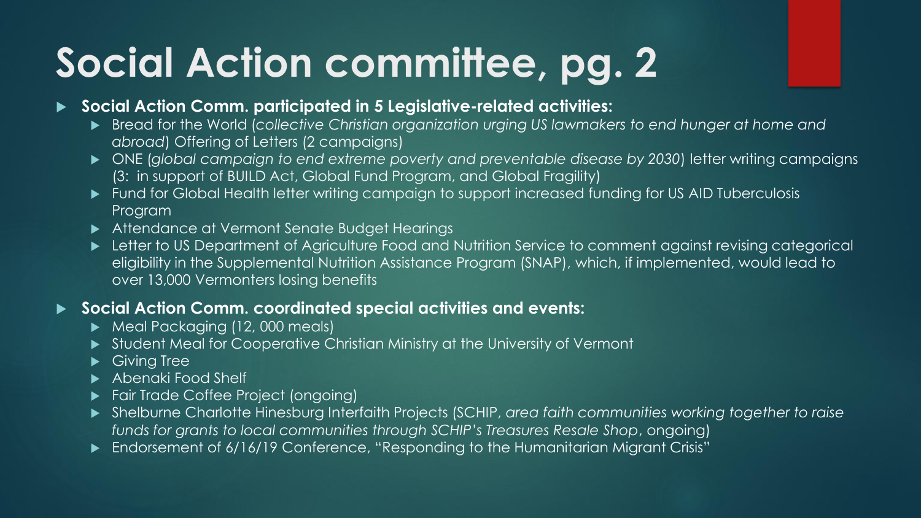# Social Action committee, pg. 2

- **Social Action Comm. participated in 5 Legislative-related activities:**
  - Bread for the World (*collective Christian organization urging US lawmakers to end hunger at home and abroad*) Offering of Letters (2 campaigns)
  - ONE (*global campaign to end extreme poverty and preventable disease by 2030*) letter writing campaigns (3: in support of BUILD Act, Global Fund Program, and Global Fragility)
  - Fund for Global Health letter writing campaign to support increased funding for US AID Tuberculosis Program
  - Attendance at Vermont Senate Budget Hearings
  - Letter to US Department of Agriculture Food and Nutrition Service to comment against revising categorical eligibility in the Supplemental Nutrition Assistance Program (SNAP), which, if implemented, would lead to over 13,000 Vermonters losing benefits
- **Social Action Comm. coordinated special activities and events:**
  - Meal Packaging (12, 000 meals)
  - Student Meal for Cooperative Christian Ministry at the University of Vermont
  - Giving Tree
  - Abenaki Food Shelf
  - Fair Trade Coffee Project (ongoing)
  - Shelburne Charlotte Hinesburg Interfaith Projects (SCHIP, *area faith communities working together to raise funds for grants to local communities through SCHIP's Treasures Resale Shop*, ongoing)
  - Endorsement of 6/16/19 Conference, "Responding to the Humanitarian Migrant Crisis"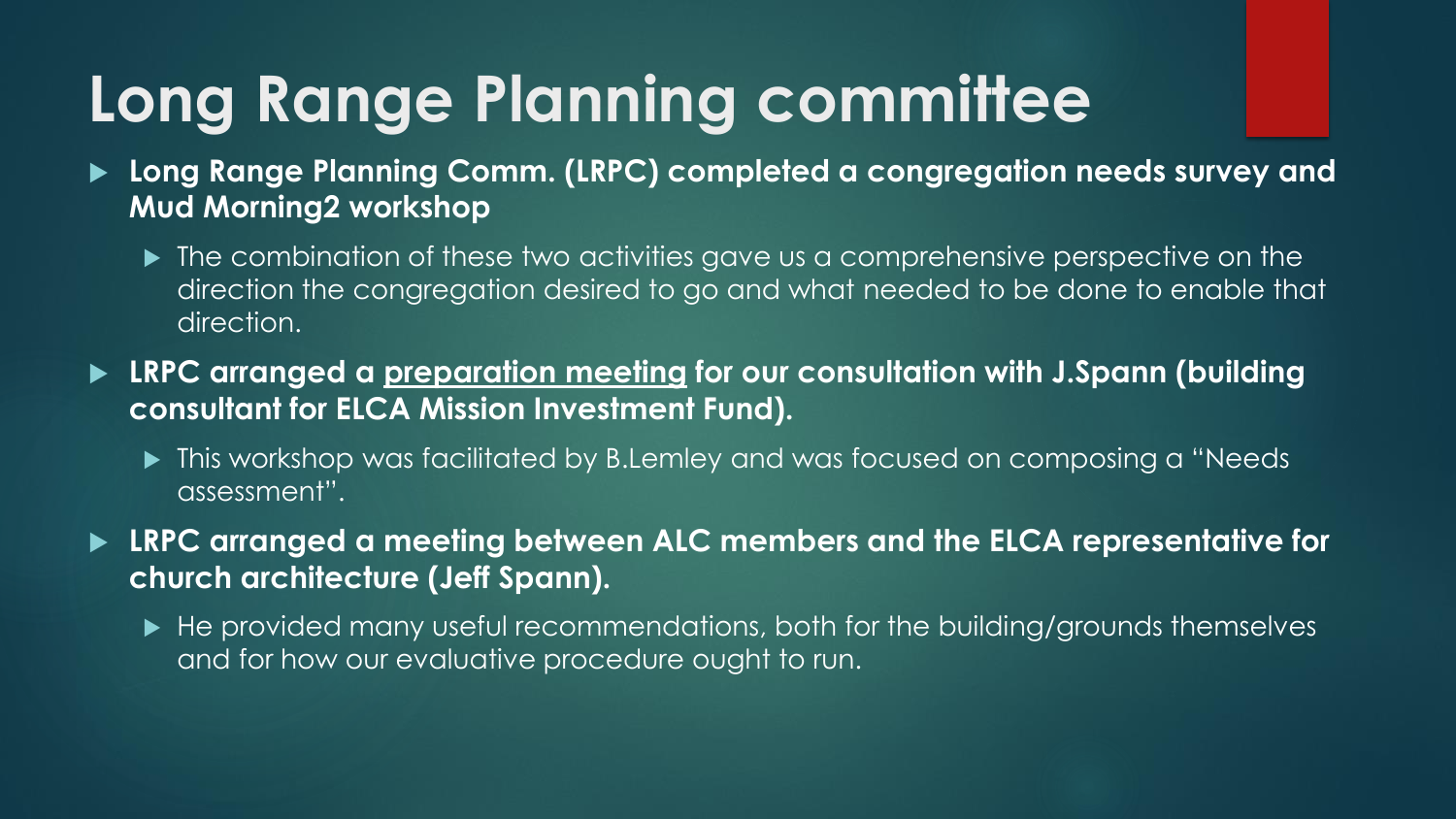# Long Range Planning committee

- **Long Range Planning Comm. (LRPC) completed a congregation needs survey and Mud Morning2 workshop**
  - The combination of these two activities gave us a comprehensive perspective on the direction the congregation desired to go and what needed to be done to enable that direction.
- **LRPC arranged a <u>preparation meeting</u> for our consultation with J.Spann (building consultant for ELCA Mission Investment Fund).**
  - This workshop was facilitated by B.Lemley and was focused on composing a "Needs assessment".
- **LRPC arranged a meeting between ALC members and the ELCA representative for church architecture (Jeff Spann).**
  - He provided many useful recommendations, both for the building/grounds themselves and for how our evaluative procedure ought to run.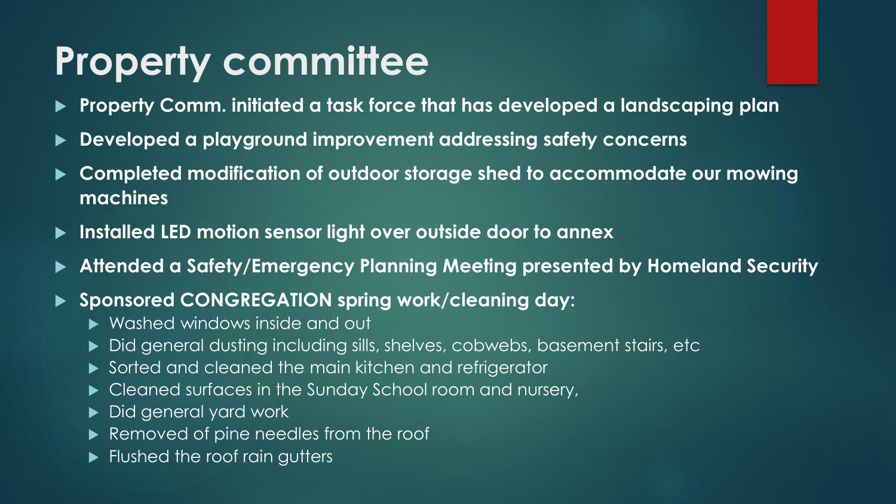# Property committee

- **Property Comm. initiated a task force that has developed a landscaping plan**
- **Developed a playground improvement addressing safety concerns**
- **Completed modification of outdoor storage shed to accommodate our mowing machines**
- **Installed LED motion sensor light over outside door to annex**
- **Attended a Safety/Emergency Planning Meeting presented by Homeland Security**
- **Sponsored CONGREGATION spring work/cleaning day:**
  - Washed windows inside and out
  - Did general dusting including sills, shelves, cobwebs, basement stairs, etc
  - Sorted and cleaned the main kitchen and refrigerator
  - Cleaned surfaces in the Sunday School room and nursery,
  - Did general yard work
  - Removed of pine needles from the roof
  - Flushed the roof rain gutters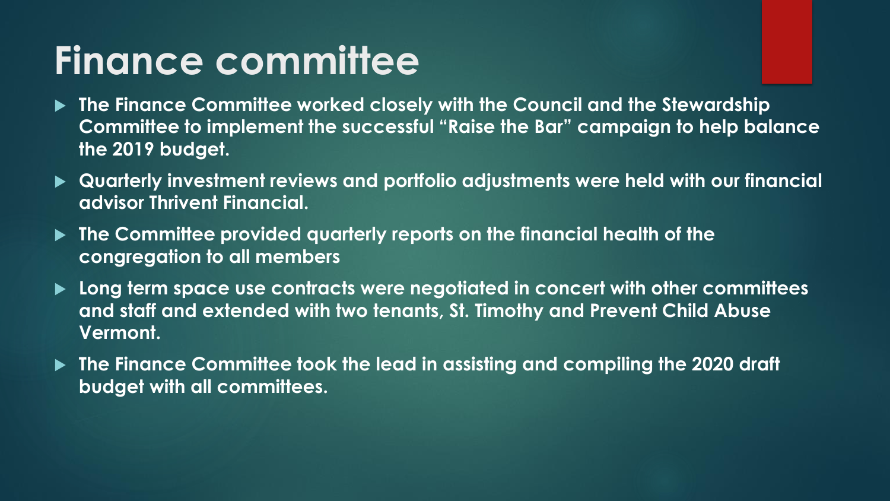# Finance committee

- The Finance Committee worked closely with the Council and the Stewardship Committee to implement the successful "Raise the Bar" campaign to help balance the 2019 budget.
- Quarterly investment reviews and portfolio adjustments were held with our financial advisor Thrivent Financial.
- The Committee provided quarterly reports on the financial health of the congregation to all members
- Long term space use contracts were negotiated in concert with other committees and staff and extended with two tenants, St. Timothy and Prevent Child Abuse Vermont.
- The Finance Committee took the lead in assisting and compiling the 2020 draft budget with all committees.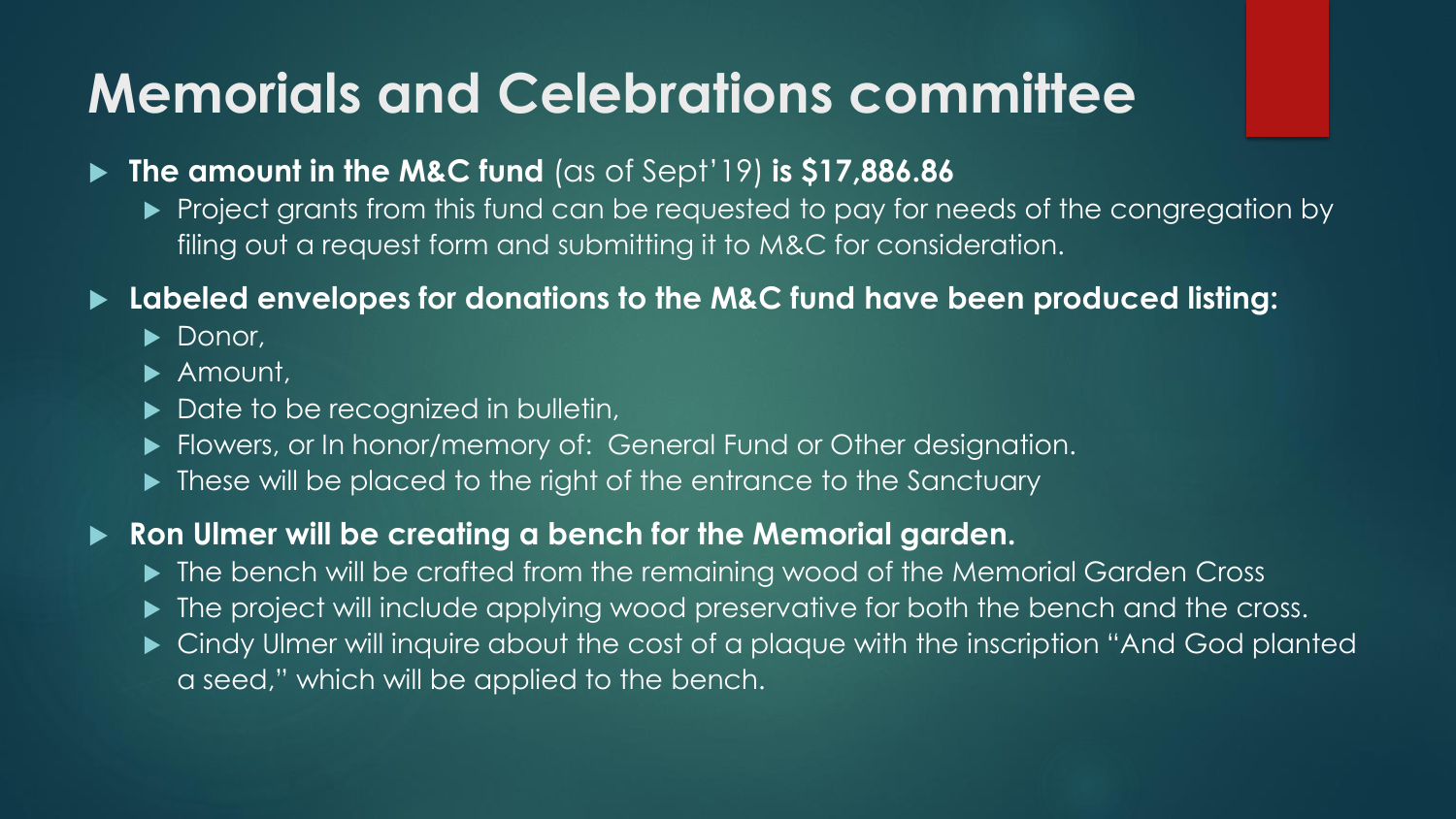# Memorials and Celebrations committee

- **The amount in the M&C fund** (as of Sept'19) **is $17,886.86**
  - Project grants from this fund can be requested to pay for needs of the congregation by filing out a request form and submitting it to M&C for consideration.
- **Labeled envelopes for donations to the M&C fund have been produced listing:**
  - Donor,
  - Amount,
  - Date to be recognized in bulletin,
  - Flowers, or In honor/memory of: General Fund or Other designation.
  - These will be placed to the right of the entrance to the Sanctuary
- **Ron Ulmer will be creating a bench for the Memorial garden.**
  - The bench will be crafted from the remaining wood of the Memorial Garden Cross
  - The project will include applying wood preservative for both the bench and the cross.
  - Cindy Ulmer will inquire about the cost of a plaque with the inscription "And God planted a seed," which will be applied to the bench.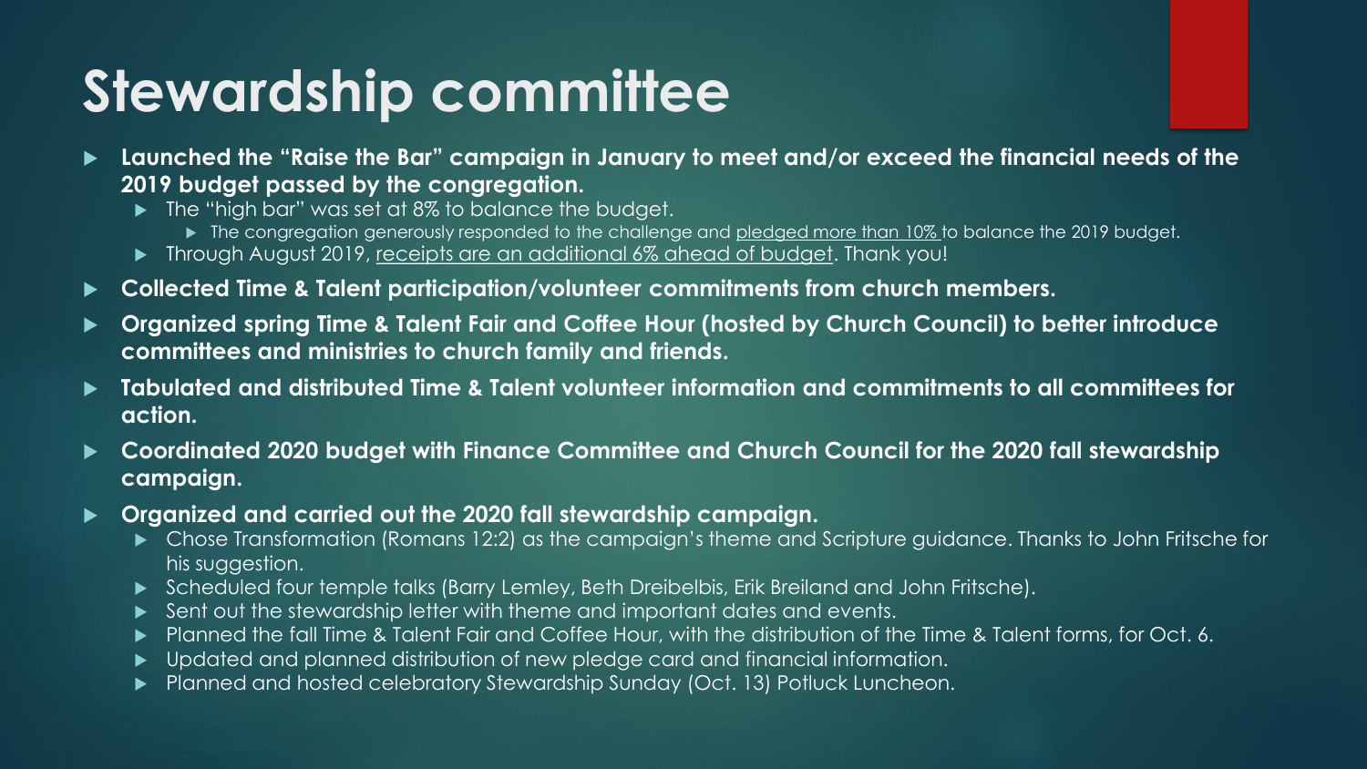# Stewardship committee

- **Launched the "Raise the Bar" campaign in January to meet and/or exceed the financial needs of the 2019 budget passed by the congregation.**
  - The "high bar" was set at 8% to balance the budget.
    - The congregation generously responded to the challenge and pledged more than 10% to balance the 2019 budget.
  - Through August 2019, receipts are an additional 6% ahead of budget. Thank you!
- **Collected Time & Talent participation/volunteer commitments from church members.**
- **Organized spring Time & Talent Fair and Coffee Hour (hosted by Church Council) to better introduce committees and ministries to church family and friends.**
- **Tabulated and distributed Time & Talent volunteer information and commitments to all committees for action.**
- **Coordinated 2020 budget with Finance Committee and Church Council for the 2020 fall stewardship campaign.**
- **Organized and carried out the 2020 fall stewardship campaign.**
  - Chose Transformation (Romans 12:2) as the campaign's theme and Scripture guidance. Thanks to John Fritsche for his suggestion.
  - Scheduled four temple talks (Barry Lemley, Beth Dreibelbis, Erik Breiland and John Fritsche).
  - Sent out the stewardship letter with theme and important dates and events.
  - Planned the fall Time & Talent Fair and Coffee Hour, with the distribution of the Time & Talent forms, for Oct. 6.
  - Updated and planned distribution of new pledge card and financial information.
  - Planned and hosted celebratory Stewardship Sunday (Oct. 13) Potluck Luncheon.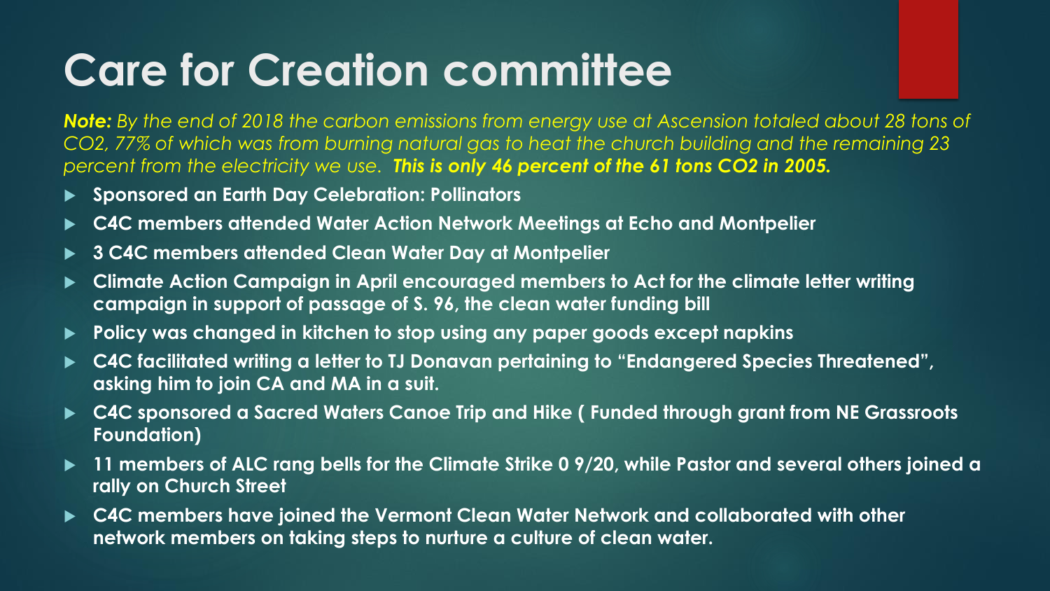# Care for Creation committee

***Note:** By the end of 2018 the carbon emissions from energy use at Ascension totaled about 28 tons of $CO_2$, 77% of which was from burning natural gas to heat the church building and the remaining 23 percent from the electricity we use.* ***This is only 46 percent of the 61 tons $CO_2$ in 2005.***

- **Sponsored an Earth Day Celebration: Pollinators**
- **C4C members attended Water Action Network Meetings at Echo and Montpelier**
- **3 C4C members attended Clean Water Day at Montpelier**
- **Climate Action Campaign in April encouraged members to Act for the climate letter writing campaign in support of passage of S. 96, the clean water funding bill**
- **Policy was changed in kitchen to stop using any paper goods except napkins**
- **C4C facilitated writing a letter to TJ Donavan pertaining to "Endangered Species Threatened", asking him to join CA and MA in a suit.**
- **C4C sponsored a Sacred Waters Canoe Trip and Hike ( Funded through grant from NE Grassroots Foundation)**
- **11 members of ALC rang bells for the Climate Strike 0 9/20, while Pastor and several others joined a rally on Church Street**
- **C4C members have joined the Vermont Clean Water Network and collaborated with other network members on taking steps to nurture a culture of clean water.**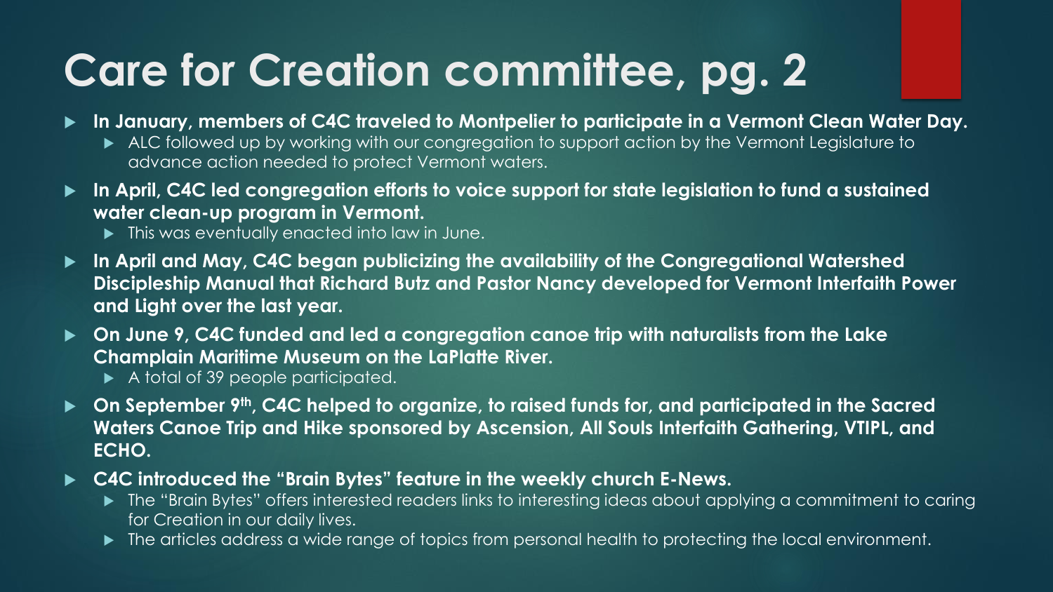# Care for Creation committee, pg. 2

- **In January, members of C4C traveled to Montpelier to participate in a Vermont Clean Water Day.**
  - ALC followed up by working with our congregation to support action by the Vermont Legislature to advance action needed to protect Vermont waters.
- **In April, C4C led congregation efforts to voice support for state legislation to fund a sustained water clean-up program in Vermont.**
  - This was eventually enacted into law in June.
- **In April and May, C4C began publicizing the availability of the Congregational Watershed Discipleship Manual that Richard Butz and Pastor Nancy developed for Vermont Interfaith Power and Light over the last year.**
- **On June 9, C4C funded and led a congregation canoe trip with naturalists from the Lake Champlain Maritime Museum on the LaPlatte River.**
  - A total of 39 people participated.
- **On September 9th, C4C helped to organize, to raised funds for, and participated in the Sacred Waters Canoe Trip and Hike sponsored by Ascension, All Souls Interfaith Gathering, VTIPL, and ECHO.**
- **C4C introduced the "Brain Bytes" feature in the weekly church E-News.**
  - The "Brain Bytes" offers interested readers links to interesting ideas about applying a commitment to caring for Creation in our daily lives.
  - The articles address a wide range of topics from personal health to protecting the local environment.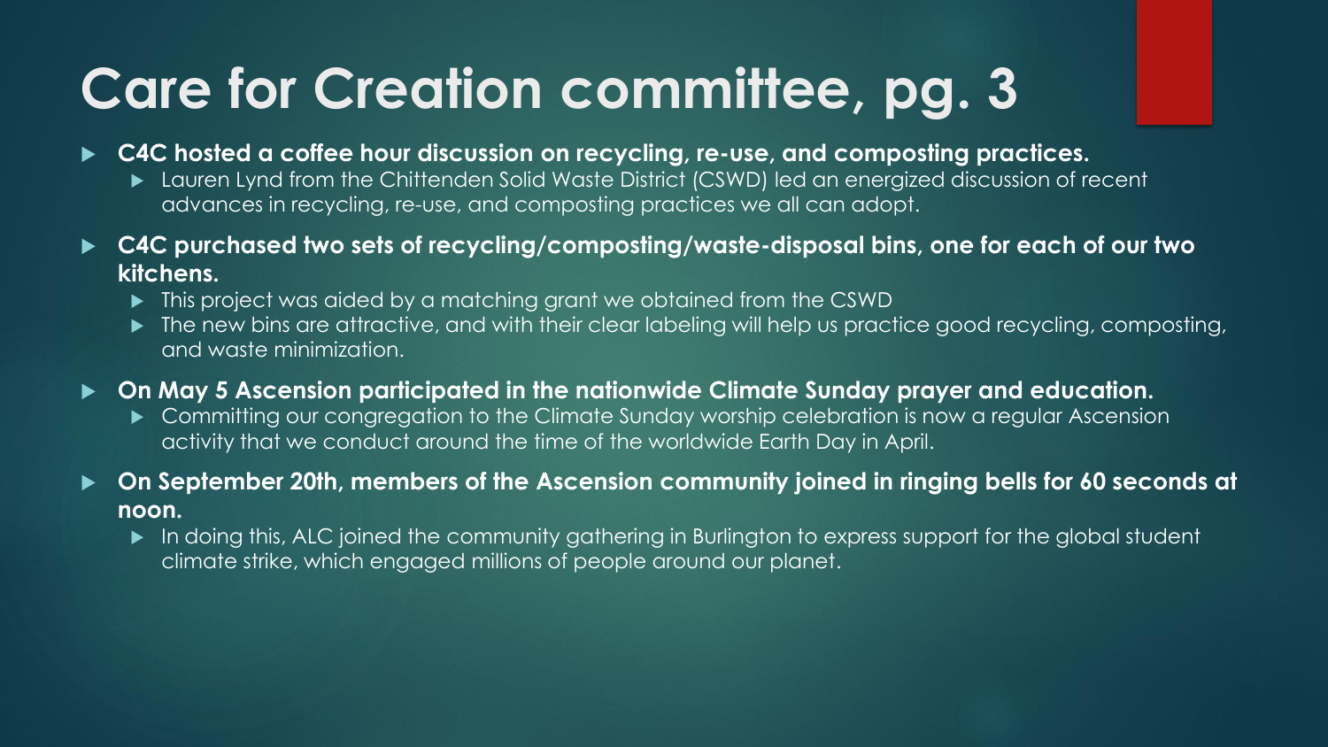# Care for Creation committee, pg. 3

- **C4C hosted a coffee hour discussion on recycling, re-use, and composting practices.**
  - Lauren Lynd from the Chittenden Solid Waste District (CSWD) led an energized discussion of recent advances in recycling, re-use, and composting practices we all can adopt.
- **C4C purchased two sets of recycling/composting/waste-disposal bins, one for each of our two kitchens.**
  - This project was aided by a matching grant we obtained from the CSWD
  - The new bins are attractive, and with their clear labeling will help us practice good recycling, composting, and waste minimization.
- **On May 5 Ascension participated in the nationwide Climate Sunday prayer and education.**
  - Committing our congregation to the Climate Sunday worship celebration is now a regular Ascension activity that we conduct around the time of the worldwide Earth Day in April.
- **On September 20th, members of the Ascension community joined in ringing bells for 60 seconds at noon.**
  - In doing this, ALC joined the community gathering in Burlington to express support for the global student climate strike, which engaged millions of people around our planet.